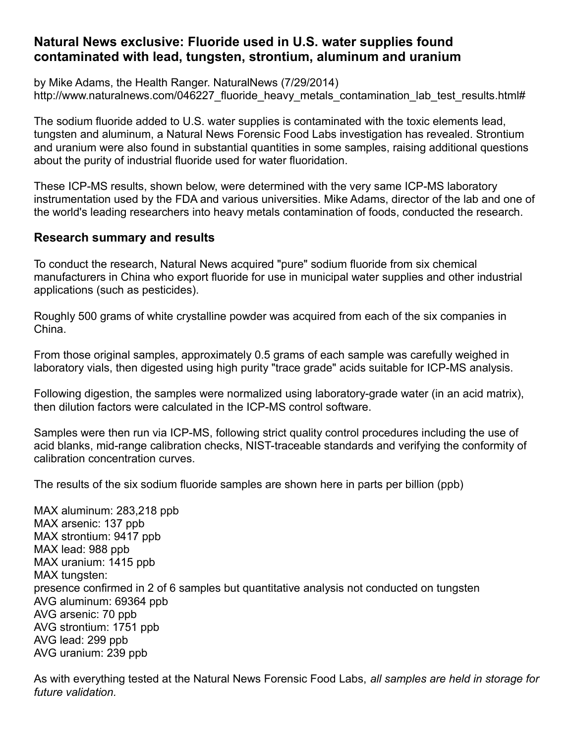## Natural News exclusive: Fluoride used in U.S. water supplies found contaminated with lead, tungsten, strontium, aluminum and uranium

by Mike Adams, the Health Ranger. NaturalNews (7/29/2014)
http://www.naturalnews.com/046227_fluoride_heavy_metals_contamination_lab_test_results.html#

The sodium fluoride added to U.S. water supplies is contaminated with the toxic elements lead, tungsten and aluminum, a Natural News Forensic Food Labs investigation has revealed. Strontium and uranium were also found in substantial quantities in some samples, raising additional questions about the purity of industrial fluoride used for water fluoridation.

These ICP-MS results, shown below, were determined with the very same ICP-MS laboratory instrumentation used by the FDA and various universities. Mike Adams, director of the lab and one of the world's leading researchers into heavy metals contamination of foods, conducted the research.

### Research summary and results

To conduct the research, Natural News acquired "pure" sodium fluoride from six chemical manufacturers in China who export fluoride for use in municipal water supplies and other industrial applications (such as pesticides).

Roughly 500 grams of white crystalline powder was acquired from each of the six companies in China.

From those original samples, approximately 0.5 grams of each sample was carefully weighed in laboratory vials, then digested using high purity "trace grade" acids suitable for ICP-MS analysis.

Following digestion, the samples were normalized using laboratory-grade water (in an acid matrix), then dilution factors were calculated in the ICP-MS control software.

Samples were then run via ICP-MS, following strict quality control procedures including the use of acid blanks, mid-range calibration checks, NIST-traceable standards and verifying the conformity of calibration concentration curves.

The results of the six sodium fluoride samples are shown here in parts per billion (ppb)

MAX aluminum: 283,218 ppb
MAX arsenic: 137 ppb
MAX strontium: 9417 ppb
MAX lead: 988 ppb
MAX uranium: 1415 ppb
MAX tungsten:
presence confirmed in 2 of 6 samples but quantitative analysis not conducted on tungsten
AVG aluminum: 69364 ppb
AVG arsenic: 70 ppb
AVG strontium: 1751 ppb
AVG lead: 299 ppb
AVG uranium: 239 ppb

As with everything tested at the Natural News Forensic Food Labs, *all samples are held in storage for future validation.*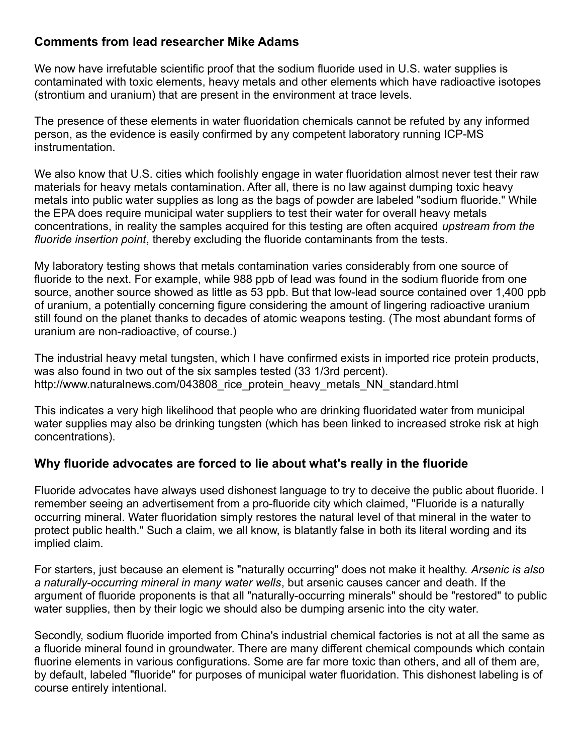### Comments from lead researcher Mike Adams

We now have irrefutable scientific proof that the sodium fluoride used in U.S. water supplies is contaminated with toxic elements, heavy metals and other elements which have radioactive isotopes (strontium and uranium) that are present in the environment at trace levels.

The presence of these elements in water fluoridation chemicals cannot be refuted by any informed person, as the evidence is easily confirmed by any competent laboratory running ICP-MS instrumentation.

We also know that U.S. cities which foolishly engage in water fluoridation almost never test their raw materials for heavy metals contamination. After all, there is no law against dumping toxic heavy metals into public water supplies as long as the bags of powder are labeled "sodium fluoride." While the EPA does require municipal water suppliers to test their water for overall heavy metals concentrations, in reality the samples acquired for this testing are often acquired *upstream from the fluoride insertion point*, thereby excluding the fluoride contaminants from the tests.

My laboratory testing shows that metals contamination varies considerably from one source of fluoride to the next. For example, while 988 ppb of lead was found in the sodium fluoride from one source, another source showed as little as 53 ppb. But that low-lead source contained over 1,400 ppb of uranium, a potentially concerning figure considering the amount of lingering radioactive uranium still found on the planet thanks to decades of atomic weapons testing. (The most abundant forms of uranium are non-radioactive, of course.)

The industrial heavy metal tungsten, which I have confirmed exists in imported rice protein products, was also found in two out of the six samples tested (33 1/3rd percent).
http://www.naturalnews.com/043808_rice_protein_heavy_metals_NN_standard.html

This indicates a very high likelihood that people who are drinking fluoridated water from municipal water supplies may also be drinking tungsten (which has been linked to increased stroke risk at high concentrations).

### Why fluoride advocates are forced to lie about what's really in the fluoride

Fluoride advocates have always used dishonest language to try to deceive the public about fluoride. I remember seeing an advertisement from a pro-fluoride city which claimed, "Fluoride is a naturally occurring mineral. Water fluoridation simply restores the natural level of that mineral in the water to protect public health." Such a claim, we all know, is blatantly false in both its literal wording and its implied claim.

For starters, just because an element is "naturally occurring" does not make it healthy. *Arsenic is also a naturally-occurring mineral in many water wells*, but arsenic causes cancer and death. If the argument of fluoride proponents is that all "naturally-occurring minerals" should be "restored" to public water supplies, then by their logic we should also be dumping arsenic into the city water.

Secondly, sodium fluoride imported from China's industrial chemical factories is not at all the same as a fluoride mineral found in groundwater. There are many different chemical compounds which contain fluorine elements in various configurations. Some are far more toxic than others, and all of them are, by default, labeled "fluoride" for purposes of municipal water fluoridation. This dishonest labeling is of course entirely intentional.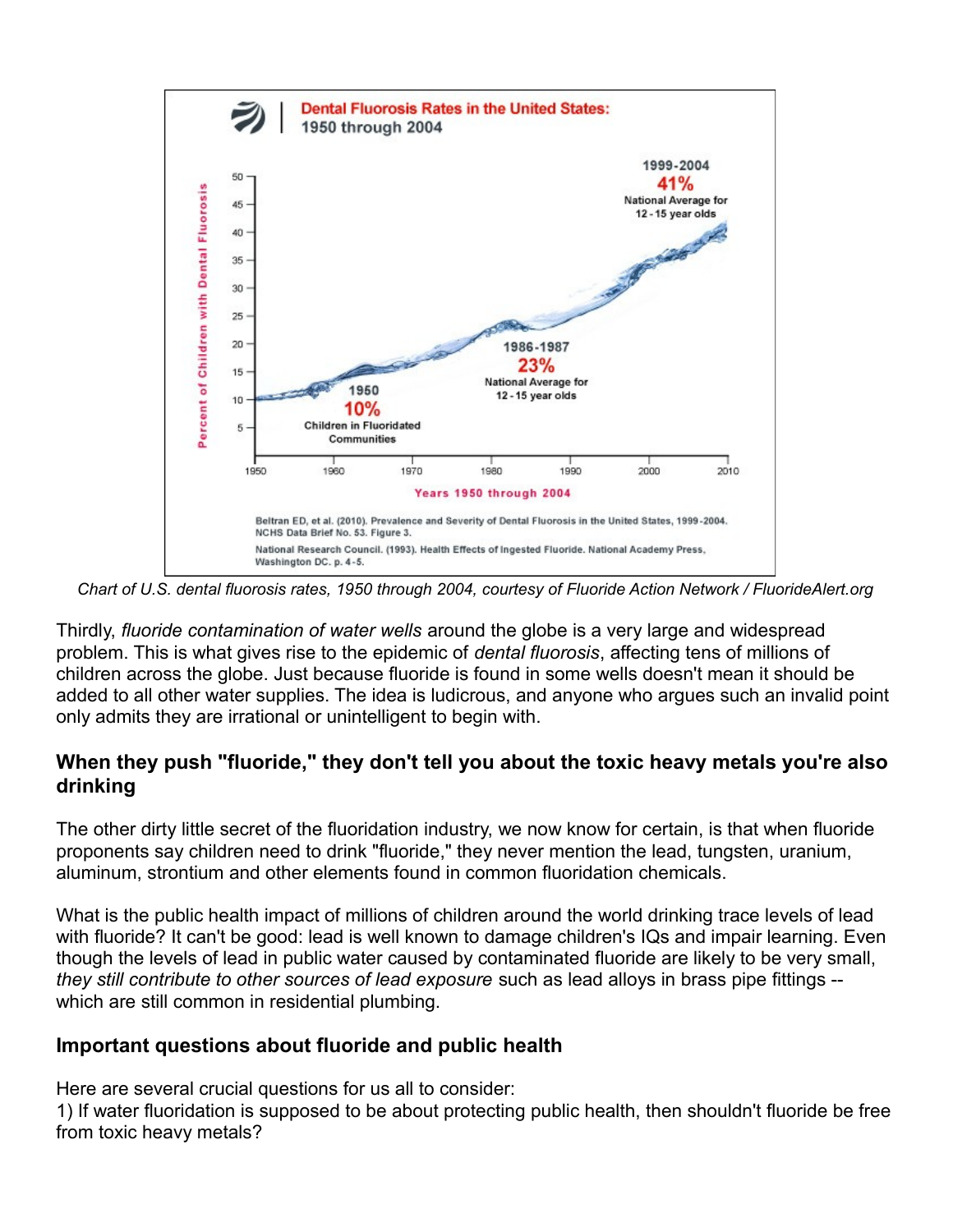Chart of U.S. dental fluorosis rates, 1950 through 2004, courtesy of Fluoride Action Network / FluorideAlert.org

Thirdly, *fluoride contamination of water wells* around the globe is a very large and widespread problem. This is what gives rise to the epidemic of *dental fluorosis*, affecting tens of millions of children across the globe. Just because fluoride is found in some wells doesn't mean it should be added to all other water supplies. The idea is ludicrous, and anyone who argues such an invalid point only admits they are irrational or unintelligent to begin with.

### When they push "fluoride," they don't tell you about the toxic heavy metals you're also drinking

The other dirty little secret of the fluoridation industry, we now know for certain, is that when fluoride proponents say children need to drink "fluoride," they never mention the lead, tungsten, uranium, aluminum, strontium and other elements found in common fluoridation chemicals.

What is the public health impact of millions of children around the world drinking trace levels of lead with fluoride? It can't be good: lead is well known to damage children's IQs and impair learning. Even though the levels of lead in public water caused by contaminated fluoride are likely to be very small, *they still contribute to other sources of lead exposure* such as lead alloys in brass pipe fittings -- which are still common in residential plumbing.

### Important questions about fluoride and public health

Here are several crucial questions for us all to consider:
1) If water fluoridation is supposed to be about protecting public health, then shouldn't fluoride be free from toxic heavy metals?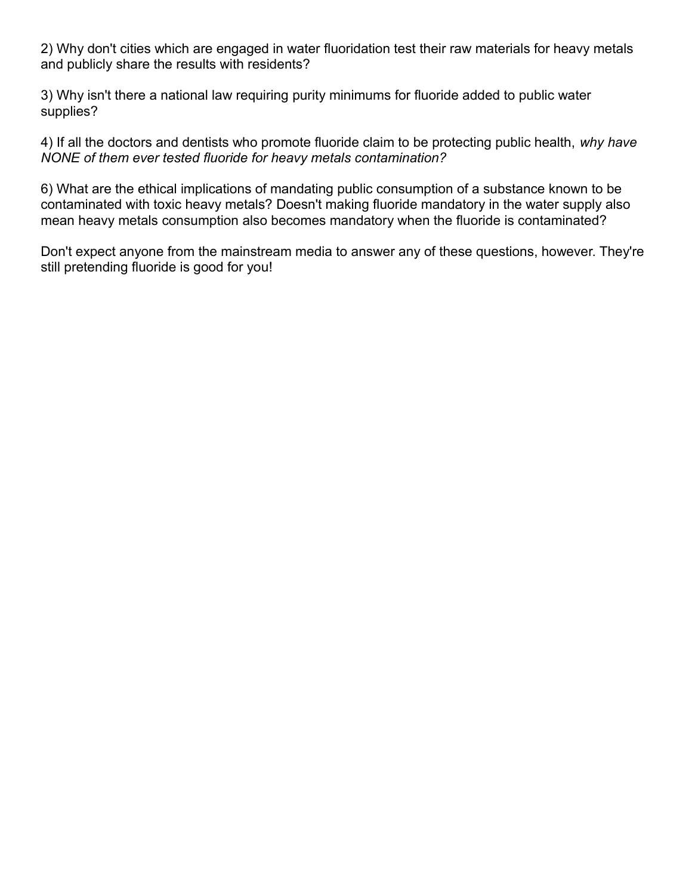2) Why don't cities which are engaged in water fluoridation test their raw materials for heavy metals and publicly share the results with residents?

3) Why isn't there a national law requiring purity minimums for fluoride added to public water supplies?

4) If all the doctors and dentists who promote fluoride claim to be protecting public health, *why have NONE of them ever tested fluoride for heavy metals contamination?*

6) What are the ethical implications of mandating public consumption of a substance known to be contaminated with toxic heavy metals? Doesn't making fluoride mandatory in the water supply also mean heavy metals consumption also becomes mandatory when the fluoride is contaminated?

Don't expect anyone from the mainstream media to answer any of these questions, however. They're still pretending fluoride is good for you!